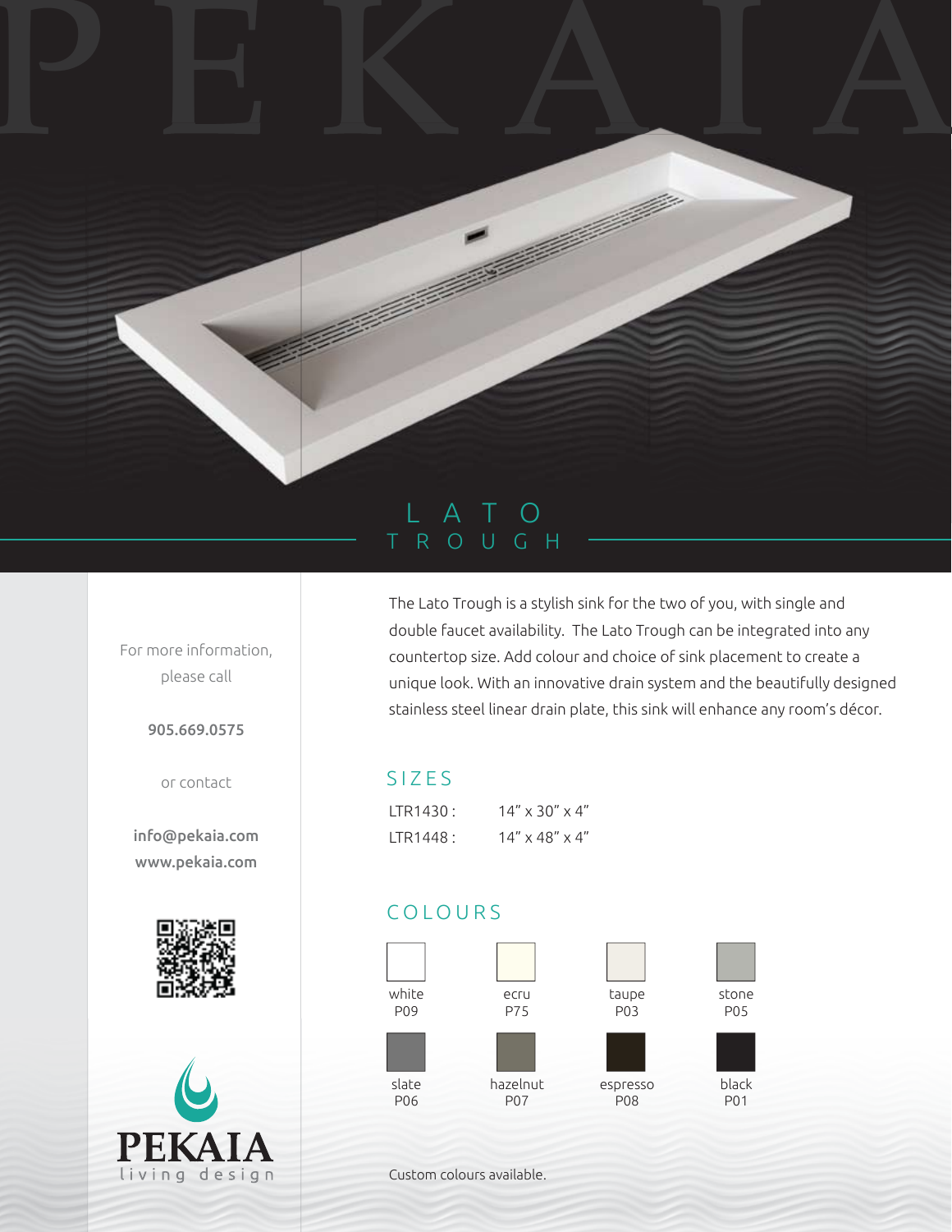# PEKAIA

## LATO TROUGH

The Lato Trough is a stylish sink for the two of you, with single and double faucet availability. The Lato Trough can be integrated into any countertop size. Add colour and choice of sink placement to create a unique look. With an innovative drain system and the beautifully designed stainless steel linear drain plate, this sink will enhance any room's décor.

### SIZES

| | |
|---|---|
| LTR1430 : | 14" x 30" x 4" |
| LTR1448 : | 14" x 48" x 4" |

### COLOURS

| | | | |
|---|---|---|---|
| white P09 | ecru P75 | taupe P03 | stone P05 |
| slate P06 | hazelnut P07 | espresso P08 | black P01 |

Custom colours available.

For more information, please call

**905.669.0575**

or contact

**info@pekaia.com**
**www.pekaia.com**

PEKAIA
living design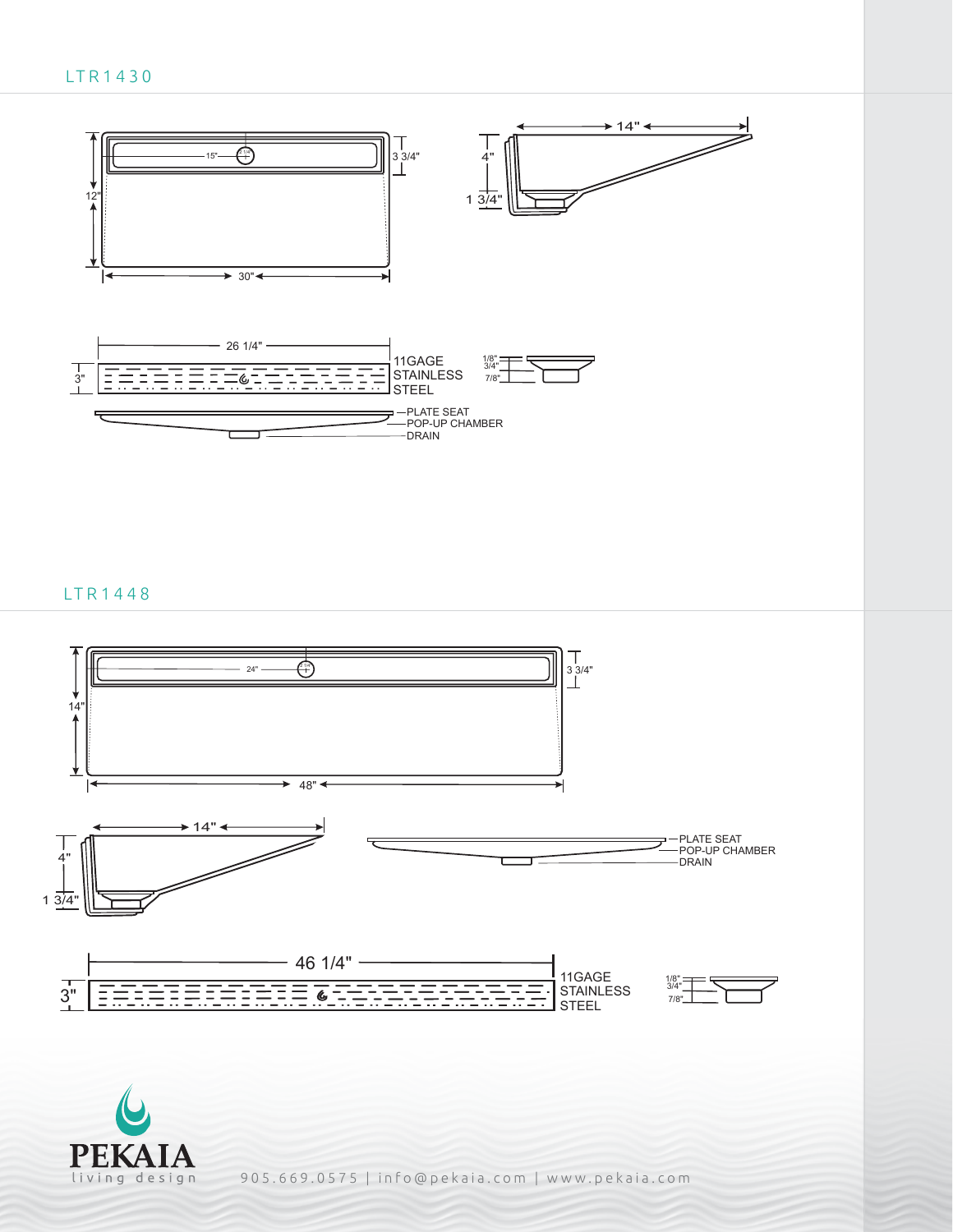## LTR1430

15"

3 3/4"

12"

30"

14"

4"

1 3/4"

26 1/4"

3"

11GAGE STAINLESS STEEL

1/8"
3/4"
7/8"

PLATE SEAT
POP-UP CHAMBER
DRAIN

## LTR1448

24"

3 3/4"

14"

48"

14"

4"

1 3/4"

PLATE SEAT
POP-UP CHAMBER
DRAIN

46 1/4"

3"

11GAGE STAINLESS STEEL

1/8"
3/4"
7/8"

PEKAIA
living design

905.669.0575 | info@pekaia.com | www.pekaia.com